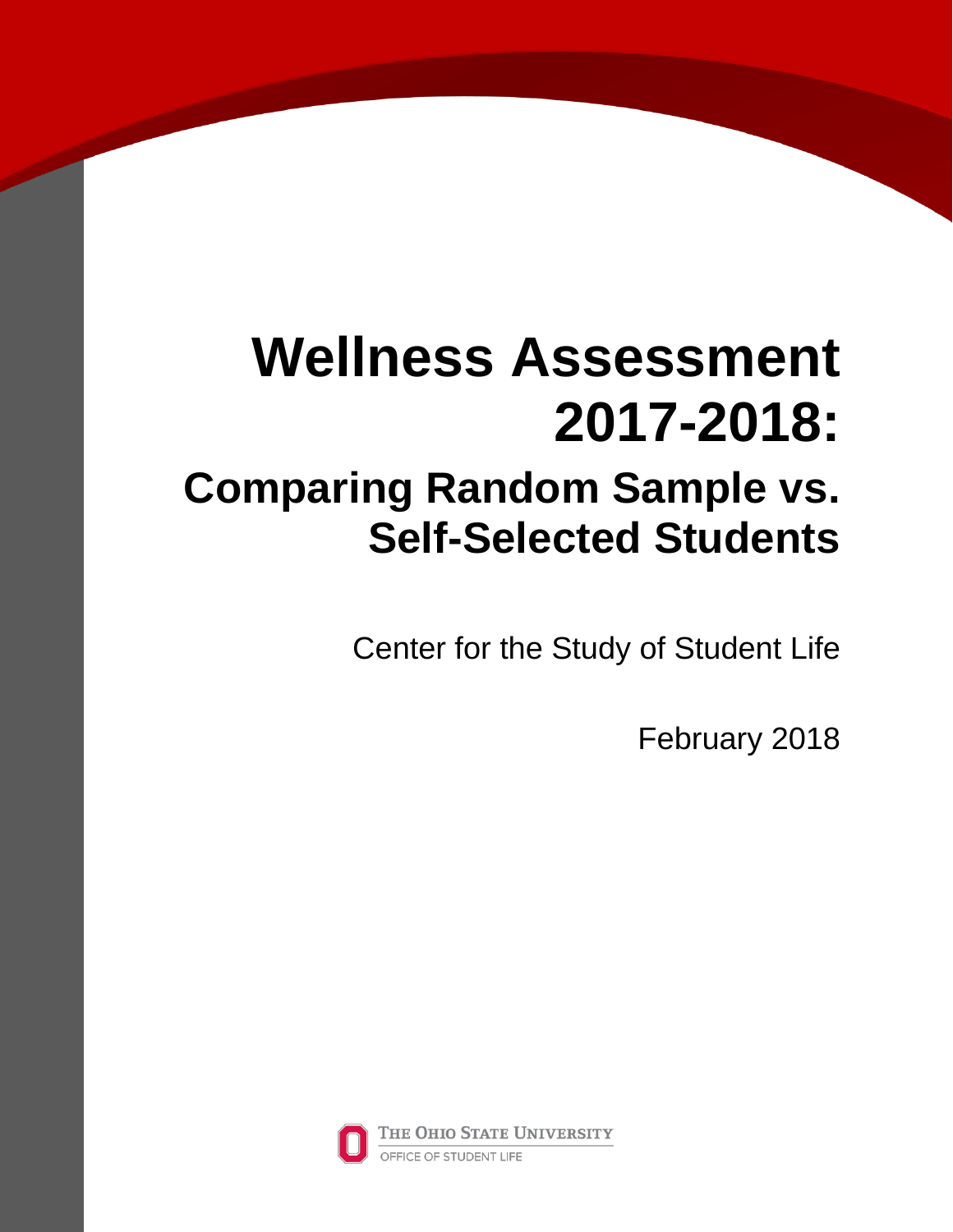# Wellness Assessment 2017-2018:

## Comparing Random Sample vs. Self-Selected Students

Center for the Study of Student Life

February 2018

The Ohio State University

Office of Student Life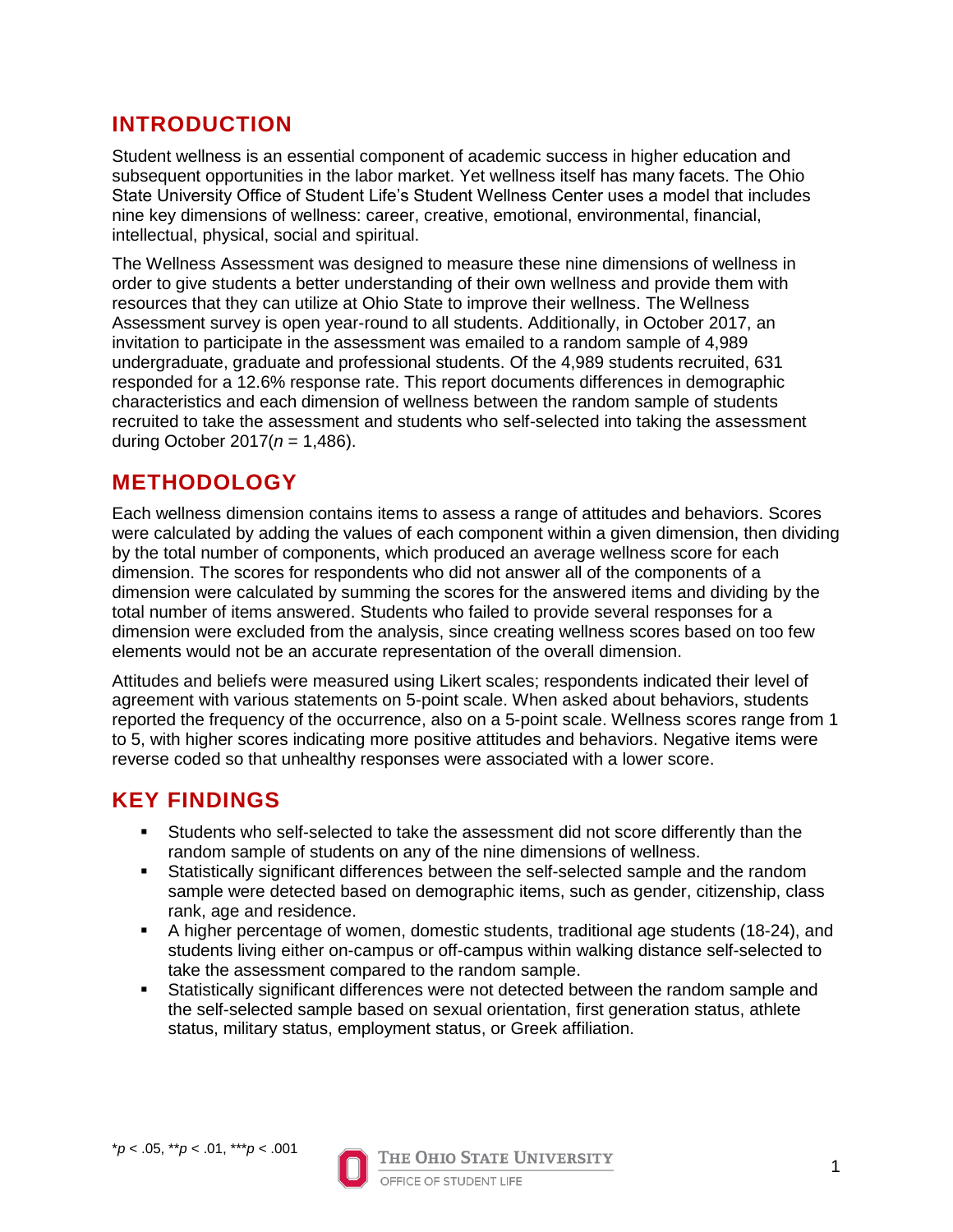## INTRODUCTION

Student wellness is an essential component of academic success in higher education and subsequent opportunities in the labor market. Yet wellness itself has many facets. The Ohio State University Office of Student Life's Student Wellness Center uses a model that includes nine key dimensions of wellness: career, creative, emotional, environmental, financial, intellectual, physical, social and spiritual.

The Wellness Assessment was designed to measure these nine dimensions of wellness in order to give students a better understanding of their own wellness and provide them with resources that they can utilize at Ohio State to improve their wellness. The Wellness Assessment survey is open year-round to all students. Additionally, in October 2017, an invitation to participate in the assessment was emailed to a random sample of 4,989 undergraduate, graduate and professional students. Of the 4,989 students recruited, 631 responded for a 12.6% response rate. This report documents differences in demographic characteristics and each dimension of wellness between the random sample of students recruited to take the assessment and students who self-selected into taking the assessment during October 2017($n$ = 1,486).

## METHODOLOGY

Each wellness dimension contains items to assess a range of attitudes and behaviors. Scores were calculated by adding the values of each component within a given dimension, then dividing by the total number of components, which produced an average wellness score for each dimension. The scores for respondents who did not answer all of the components of a dimension were calculated by summing the scores for the answered items and dividing by the total number of items answered. Students who failed to provide several responses for a dimension were excluded from the analysis, since creating wellness scores based on too few elements would not be an accurate representation of the overall dimension.

Attitudes and beliefs were measured using Likert scales; respondents indicated their level of agreement with various statements on 5-point scale. When asked about behaviors, students reported the frequency of the occurrence, also on a 5-point scale. Wellness scores range from 1 to 5, with higher scores indicating more positive attitudes and behaviors. Negative items were reverse coded so that unhealthy responses were associated with a lower score.

## KEY FINDINGS

- Students who self-selected to take the assessment did not score differently than the random sample of students on any of the nine dimensions of wellness.
- Statistically significant differences between the self-selected sample and the random sample were detected based on demographic items, such as gender, citizenship, class rank, age and residence.
- A higher percentage of women, domestic students, traditional age students (18-24), and students living either on-campus or off-campus within walking distance self-selected to take the assessment compared to the random sample.
- Statistically significant differences were not detected between the random sample and the self-selected sample based on sexual orientation, first generation status, athlete status, military status, employment status, or Greek affiliation.

*$p < .05$, **$p < .01$, ***$p < .001$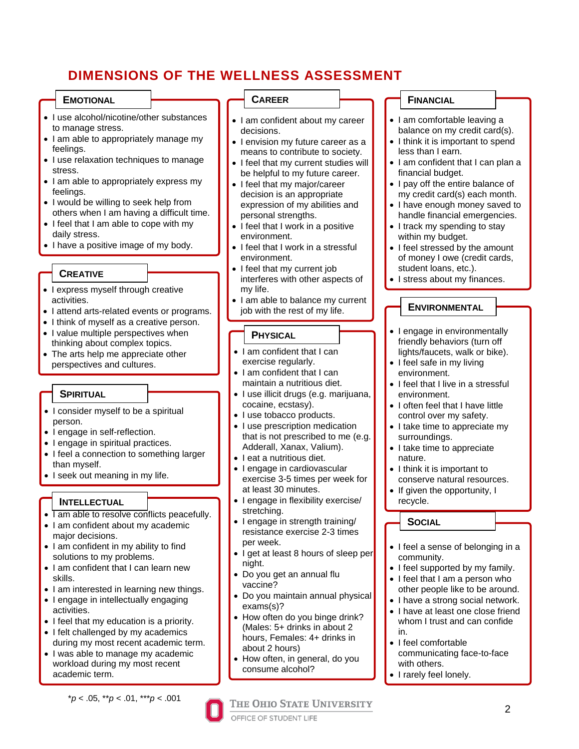# DIMENSIONS OF THE WELLNESS ASSESSMENT

## Emotional

- I use alcohol/nicotine/other substances to manage stress.
- I am able to appropriately manage my feelings.
- I use relaxation techniques to manage stress.
- I am able to appropriately express my feelings.
- I would be willing to seek help from others when I am having a difficult time.
- I feel that I am able to cope with my daily stress.
- I have a positive image of my body.

## Creative

- I express myself through creative activities.
- I attend arts-related events or programs.
- I think of myself as a creative person.
- I value multiple perspectives when thinking about complex topics.
- The arts help me appreciate other perspectives and cultures.

## Spiritual

- I consider myself to be a spiritual person.
- I engage in self-reflection.
- I engage in spiritual practices.
- I feel a connection to something larger than myself.
- I seek out meaning in my life.

## Intellectual

- I am able to resolve conflicts peacefully.
- I am confident about my academic major decisions.
- I am confident in my ability to find solutions to my problems.
- I am confident that I can learn new skills.
- I am interested in learning new things.
- I engage in intellectually engaging activities.
- I feel that my education is a priority.
- I felt challenged by my academics during my most recent academic term.
- I was able to manage my academic workload during my most recent academic term.

## Career

- I am confident about my career decisions.
- I envision my future career as a means to contribute to society.
- I feel that my current studies will be helpful to my future career.
- I feel that my major/career decision is an appropriate expression of my abilities and personal strengths.
- I feel that I work in a positive environment.
- I feel that I work in a stressful environment.
- I feel that my current job interferes with other aspects of my life.
- I am able to balance my current job with the rest of my life.

## Physical

- I am confident that I can exercise regularly.
- I am confident that I can maintain a nutritious diet.
- I use illicit drugs (e.g. marijuana, cocaine, ecstasy).
- I use tobacco products.
- I use prescription medication that is not prescribed to me (e.g. Adderall, Xanax, Valium).
- I eat a nutritious diet.
- I engage in cardiovascular exercise 3-5 times per week for at least 30 minutes.
- I engage in flexibility exercise/ stretching.
- I engage in strength training/ resistance exercise 2-3 times per week.
- I get at least 8 hours of sleep per night.
- Do you get an annual flu vaccine?
- Do you maintain annual physical exams(s)?
- How often do you binge drink? (Males: 5+ drinks in about 2 hours, Females: 4+ drinks in about 2 hours)
- How often, in general, do you consume alcohol?

## Financial

- I am comfortable leaving a balance on my credit card(s).
- I think it is important to spend less than I earn.
- I am confident that I can plan a financial budget.
- I pay off the entire balance of my credit card(s) each month.
- I have enough money saved to handle financial emergencies.
- I track my spending to stay within my budget.
- I feel stressed by the amount of money I owe (credit cards, student loans, etc.).
- I stress about my finances.

## Environmental

- I engage in environmentally friendly behaviors (turn off lights/faucets, walk or bike).
- I feel safe in my living environment.
- I feel that I live in a stressful environment.
- I often feel that I have little control over my safety.
- I take time to appreciate my surroundings.
- I take time to appreciate nature.
- I think it is important to conserve natural resources.
- If given the opportunity, I recycle.

## Social

- I feel a sense of belonging in a community.
- I feel supported by my family.
- I feel that I am a person who other people like to be around.
- I have a strong social network.
- I have at least one close friend whom I trust and can confide in.
- I feel comfortable communicating face-to-face with others.
- I rarely feel lonely.

*$p < .05$, **$p < .01$, ***$p < .001$

The Ohio State University
Office of Student Life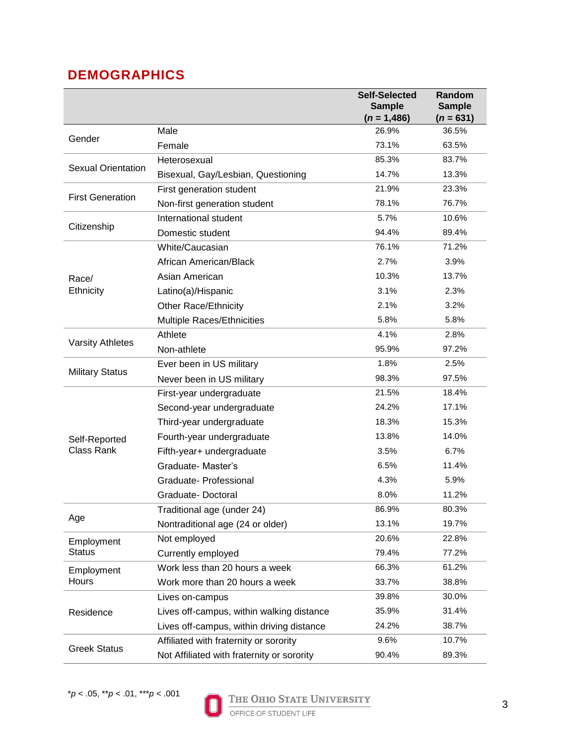## DEMOGRAPHICS

| | | Self-Selected Sample ($n$ = 1,486) | Random Sample ($n$ = 631) |
|---|---|---|---|
| Gender | Male | 26.9% | 36.5% |
| | Female | 73.1% | 63.5% |
| Sexual Orientation | Heterosexual | 85.3% | 83.7% |
| | Bisexual, Gay/Lesbian, Questioning | 14.7% | 13.3% |
| First Generation | First generation student | 21.9% | 23.3% |
| | Non-first generation student | 78.1% | 76.7% |
| Citizenship | International student | 5.7% | 10.6% |
| | Domestic student | 94.4% | 89.4% |
| Race/ Ethnicity | White/Caucasian | 76.1% | 71.2% |
| | African American/Black | 2.7% | 3.9% |
| | Asian American | 10.3% | 13.7% |
| | Latino(a)/Hispanic | 3.1% | 2.3% |
| | Other Race/Ethnicity | 2.1% | 3.2% |
| | Multiple Races/Ethnicities | 5.8% | 5.8% |
| Varsity Athletes | Athlete | 4.1% | 2.8% |
| | Non-athlete | 95.9% | 97.2% |
| Military Status | Ever been in US military | 1.8% | 2.5% |
| | Never been in US military | 98.3% | 97.5% |
| Self-Reported Class Rank | First-year undergraduate | 21.5% | 18.4% |
| | Second-year undergraduate | 24.2% | 17.1% |
| | Third-year undergraduate | 18.3% | 15.3% |
| | Fourth-year undergraduate | 13.8% | 14.0% |
| | Fifth-year+ undergraduate | 3.5% | 6.7% |
| | Graduate- Master's | 6.5% | 11.4% |
| | Graduate- Professional | 4.3% | 5.9% |
| | Graduate- Doctoral | 8.0% | 11.2% |
| Age | Traditional age (under 24) | 86.9% | 80.3% |
| | Nontraditional age (24 or older) | 13.1% | 19.7% |
| Employment Status | Not employed | 20.6% | 22.8% |
| | Currently employed | 79.4% | 77.2% |
| Employment Hours | Work less than 20 hours a week | 66.3% | 61.2% |
| | Work more than 20 hours a week | 33.7% | 38.8% |
| Residence | Lives on-campus | 39.8% | 30.0% |
| | Lives off-campus, within walking distance | 35.9% | 31.4% |
| | Lives off-campus, within driving distance | 24.2% | 38.7% |
| Greek Status | Affiliated with fraternity or sorority | 9.6% | 10.7% |
| | Not Affiliated with fraternity or sorority | 90.4% | 89.3% |

*$p$ < .05, **$p$ < .01, ***$p$ < .001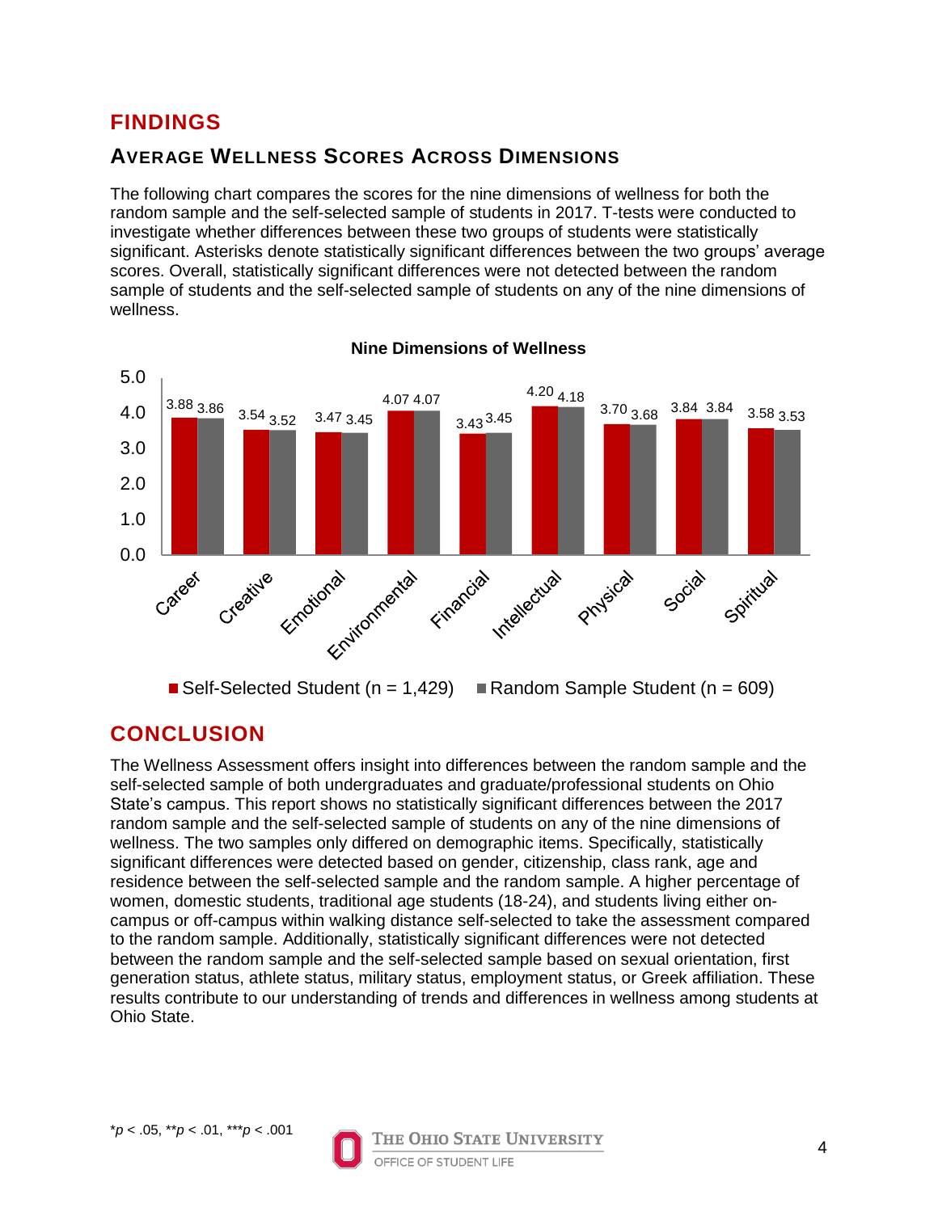## FINDINGS

### Average Wellness Scores Across Dimensions

The following chart compares the scores for the nine dimensions of wellness for both the random sample and the self-selected sample of students in 2017. T-tests were conducted to investigate whether differences between these two groups of students were statistically significant. Asterisks denote statistically significant differences between the two groups' average scores. Overall, statistically significant differences were not detected between the random sample of students and the self-selected sample of students on any of the nine dimensions of wellness.

**Nine Dimensions of Wellness**

5.0
4.0
3.0
2.0
1.0
0.0

Career: 3.88 3.86
Creative: 3.54 3.52
Emotional: 3.47 3.45
Environmental: 4.07 4.07
Financial: 3.43 3.45
Intellectual: 4.20 4.18
Physical: 3.70 3.68
Social: 3.84 3.84
Spiritual: 3.58 3.53

Self-Selected Student (n = 1,429)    Random Sample Student (n = 609)

## CONCLUSION

The Wellness Assessment offers insight into differences between the random sample and the self-selected sample of both undergraduates and graduate/professional students on Ohio State's campus. This report shows no statistically significant differences between the 2017 random sample and the self-selected sample of students on any of the nine dimensions of wellness. The two samples only differed on demographic items. Specifically, statistically significant differences were detected based on gender, citizenship, class rank, age and residence between the self-selected sample and the random sample. A higher percentage of women, domestic students, traditional age students (18-24), and students living either on-campus or off-campus within walking distance self-selected to take the assessment compared to the random sample. Additionally, statistically significant differences were not detected between the random sample and the self-selected sample based on sexual orientation, first generation status, athlete status, military status, employment status, or Greek affiliation. These results contribute to our understanding of trends and differences in wellness among students at Ohio State.

*$p < .05$, **$p < .01$, ***$p < .001$